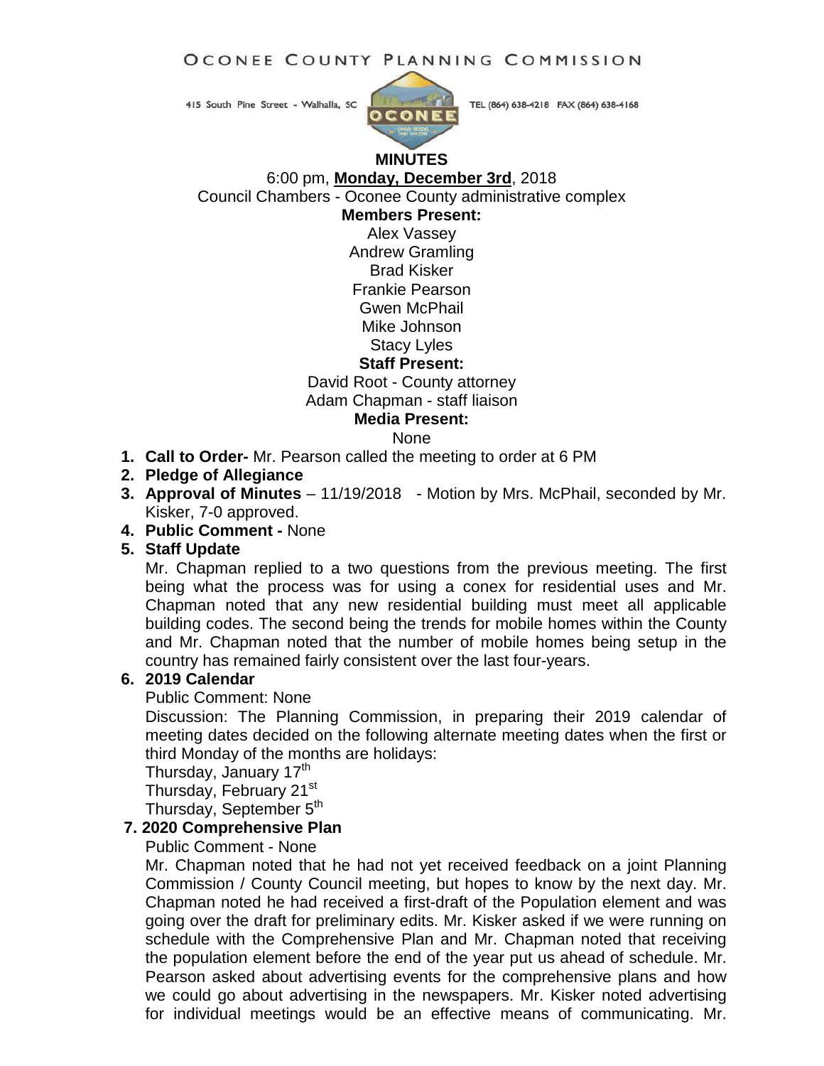OCONEE COUNTY PLANNING COMMISSION

415 South Pine Street - Walhalla, SC TEL (864) 638-4218 FAX (864) 638-4168

**MINUTES**

6:00 pm, **Monday, December 3rd**, 2018

Council Chambers - Oconee County administrative complex

**Members Present:**

Alex Vassey
Andrew Gramling
Brad Kisker
Frankie Pearson
Gwen McPhail
Mike Johnson
Stacy Lyles

**Staff Present:**

David Root - County attorney
Adam Chapman - staff liaison

**Media Present:**

None

1. **Call to Order-** Mr. Pearson called the meeting to order at 6 PM
2. **Pledge of Allegiance**
3. **Approval of Minutes** – 11/19/2018 - Motion by Mrs. McPhail, seconded by Mr. Kisker, 7-0 approved.
4. **Public Comment -** None
5. **Staff Update**

   Mr. Chapman replied to a two questions from the previous meeting. The first being what the process was for using a conex for residential uses and Mr. Chapman noted that any new residential building must meet all applicable building codes. The second being the trends for mobile homes within the County and Mr. Chapman noted that the number of mobile homes being setup in the country has remained fairly consistent over the last four-years.

6. **2019 Calendar**

   Public Comment: None

   Discussion: The Planning Commission, in preparing their 2019 calendar of meeting dates decided on the following alternate meeting dates when the first or third Monday of the months are holidays:

   Thursday, January 17th
   Thursday, February 21st
   Thursday, September 5th

7. **2020 Comprehensive Plan**

   Public Comment - None

   Mr. Chapman noted that he had not yet received feedback on a joint Planning Commission / County Council meeting, but hopes to know by the next day. Mr. Chapman noted he had received a first-draft of the Population element and was going over the draft for preliminary edits. Mr. Kisker asked if we were running on schedule with the Comprehensive Plan and Mr. Chapman noted that receiving the population element before the end of the year put us ahead of schedule. Mr. Pearson asked about advertising events for the comprehensive plans and how we could go about advertising in the newspapers. Mr. Kisker noted advertising for individual meetings would be an effective means of communicating. Mr.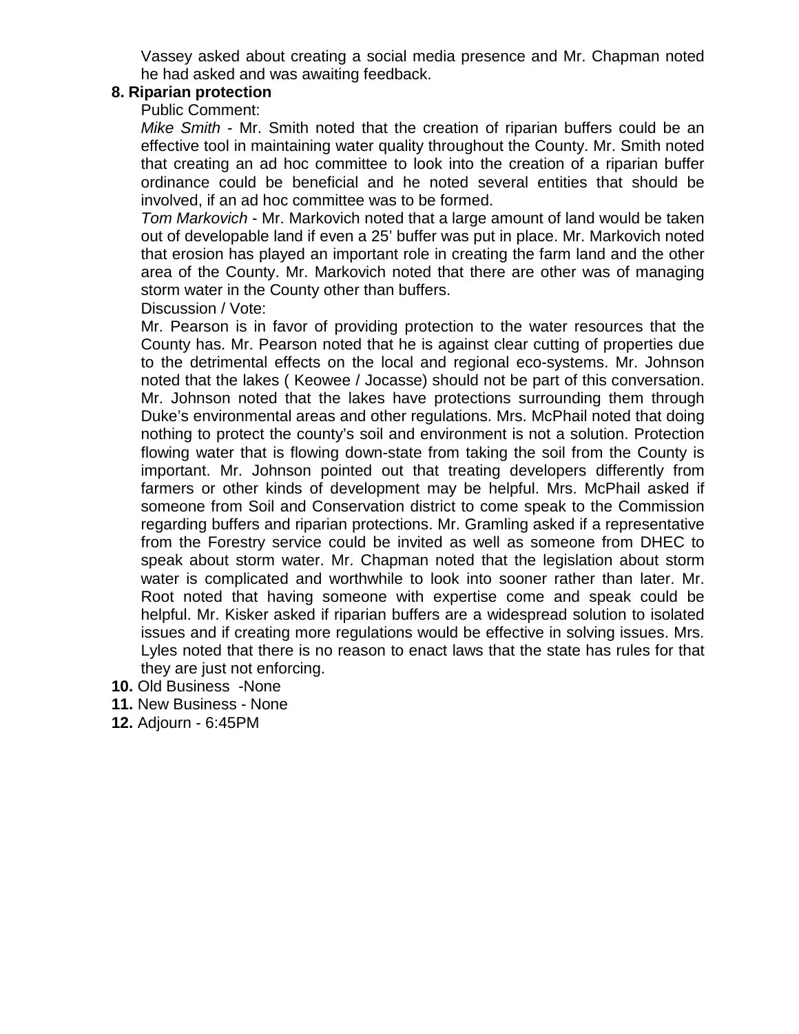Vassey asked about creating a social media presence and Mr. Chapman noted he had asked and was awaiting feedback.

**8. Riparian protection**

Public Comment:

*Mike Smith* - Mr. Smith noted that the creation of riparian buffers could be an effective tool in maintaining water quality throughout the County. Mr. Smith noted that creating an ad hoc committee to look into the creation of a riparian buffer ordinance could be beneficial and he noted several entities that should be involved, if an ad hoc committee was to be formed.

*Tom Markovich* - Mr. Markovich noted that a large amount of land would be taken out of developable land if even a 25' buffer was put in place. Mr. Markovich noted that erosion has played an important role in creating the farm land and the other area of the County. Mr. Markovich noted that there are other was of managing storm water in the County other than buffers.

Discussion / Vote:

Mr. Pearson is in favor of providing protection to the water resources that the County has. Mr. Pearson noted that he is against clear cutting of properties due to the detrimental effects on the local and regional eco-systems. Mr. Johnson noted that the lakes ( Keowee / Jocasse) should not be part of this conversation. Mr. Johnson noted that the lakes have protections surrounding them through Duke's environmental areas and other regulations. Mrs. McPhail noted that doing nothing to protect the county's soil and environment is not a solution. Protection flowing water that is flowing down-state from taking the soil from the County is important. Mr. Johnson pointed out that treating developers differently from farmers or other kinds of development may be helpful. Mrs. McPhail asked if someone from Soil and Conservation district to come speak to the Commission regarding buffers and riparian protections. Mr. Gramling asked if a representative from the Forestry service could be invited as well as someone from DHEC to speak about storm water. Mr. Chapman noted that the legislation about storm water is complicated and worthwhile to look into sooner rather than later. Mr. Root noted that having someone with expertise come and speak could be helpful. Mr. Kisker asked if riparian buffers are a widespread solution to isolated issues and if creating more regulations would be effective in solving issues. Mrs. Lyles noted that there is no reason to enact laws that the state has rules for that they are just not enforcing.

**10.** Old Business -None

**11.** New Business - None

**12.** Adjourn - 6:45PM